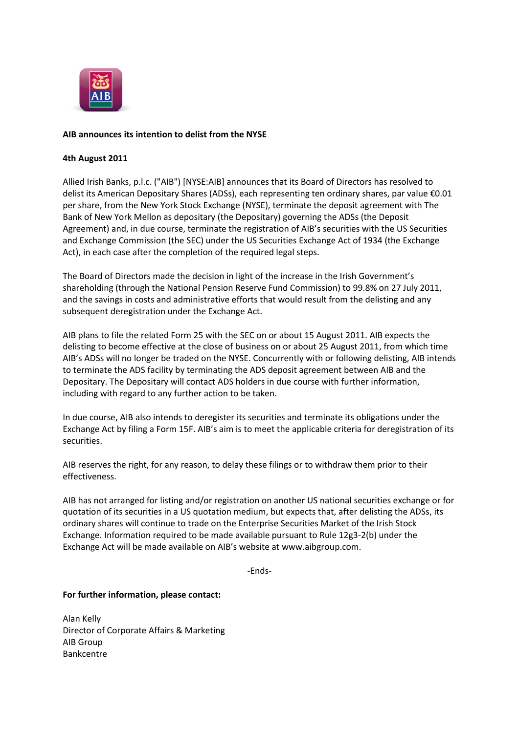**AIB announces its intention to delist from the NYSE**

**4th August 2011**

Allied Irish Banks, p.l.c. ("AIB") [NYSE:AIB] announces that its Board of Directors has resolved to delist its American Depositary Shares (ADSs), each representing ten ordinary shares, par value €0.01 per share, from the New York Stock Exchange (NYSE), terminate the deposit agreement with The Bank of New York Mellon as depositary (the Depositary) governing the ADSs (the Deposit Agreement) and, in due course, terminate the registration of AIB's securities with the US Securities and Exchange Commission (the SEC) under the US Securities Exchange Act of 1934 (the Exchange Act), in each case after the completion of the required legal steps.

The Board of Directors made the decision in light of the increase in the Irish Government's shareholding (through the National Pension Reserve Fund Commission) to 99.8% on 27 July 2011, and the savings in costs and administrative efforts that would result from the delisting and any subsequent deregistration under the Exchange Act.

AIB plans to file the related Form 25 with the SEC on or about 15 August 2011. AIB expects the delisting to become effective at the close of business on or about 25 August 2011, from which time AIB's ADSs will no longer be traded on the NYSE. Concurrently with or following delisting, AIB intends to terminate the ADS facility by terminating the ADS deposit agreement between AIB and the Depositary. The Depositary will contact ADS holders in due course with further information, including with regard to any further action to be taken.

In due course, AIB also intends to deregister its securities and terminate its obligations under the Exchange Act by filing a Form 15F. AIB's aim is to meet the applicable criteria for deregistration of its securities.

AIB reserves the right, for any reason, to delay these filings or to withdraw them prior to their effectiveness.

AIB has not arranged for listing and/or registration on another US national securities exchange or for quotation of its securities in a US quotation medium, but expects that, after delisting the ADSs, its ordinary shares will continue to trade on the Enterprise Securities Market of the Irish Stock Exchange. Information required to be made available pursuant to Rule 12g3-2(b) under the Exchange Act will be made available on AIB's website at www.aibgroup.com.

-Ends-

**For further information, please contact:**

Alan Kelly  
Director of Corporate Affairs & Marketing  
AIB Group  
Bankcentre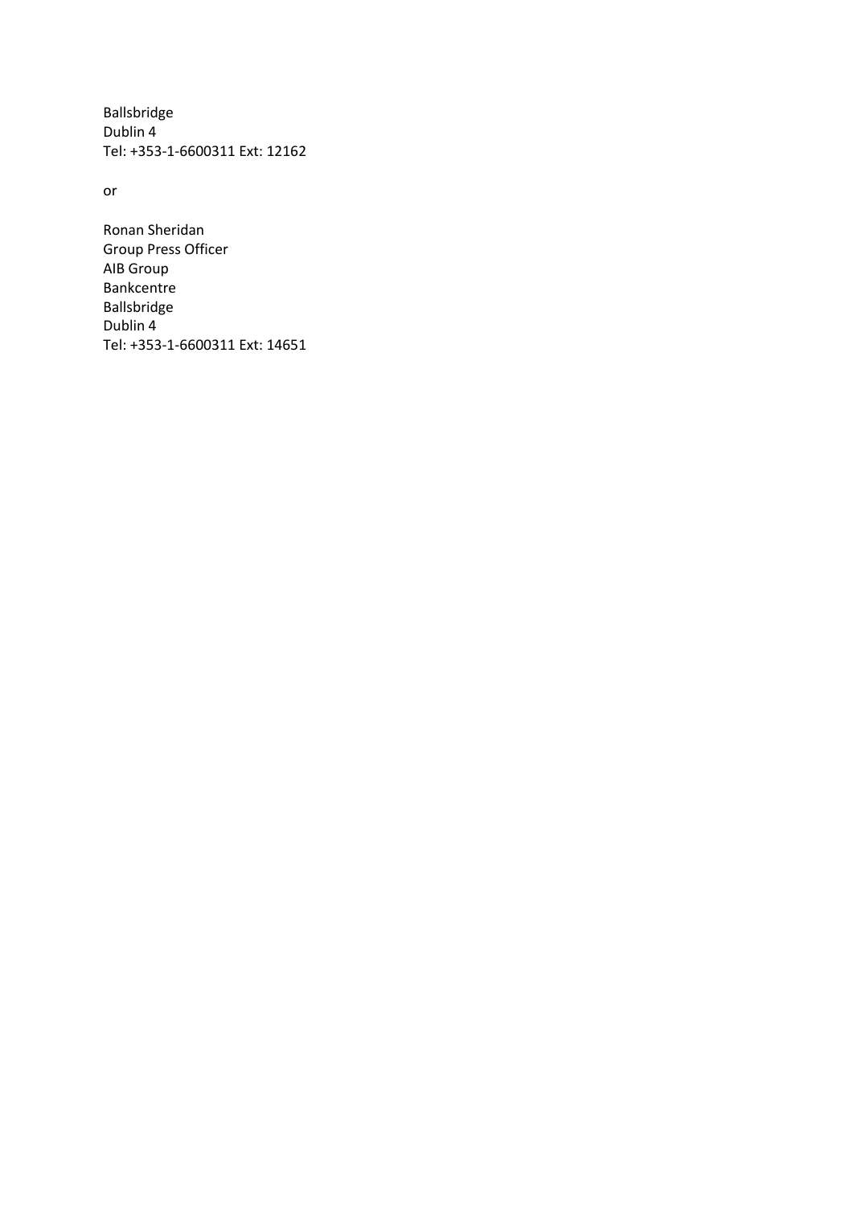Ballsbridge
Dublin 4
Tel: +353-1-6600311 Ext: 12162

or

Ronan Sheridan
Group Press Officer
AIB Group
Bankcentre
Ballsbridge
Dublin 4
Tel: +353-1-6600311 Ext: 14651